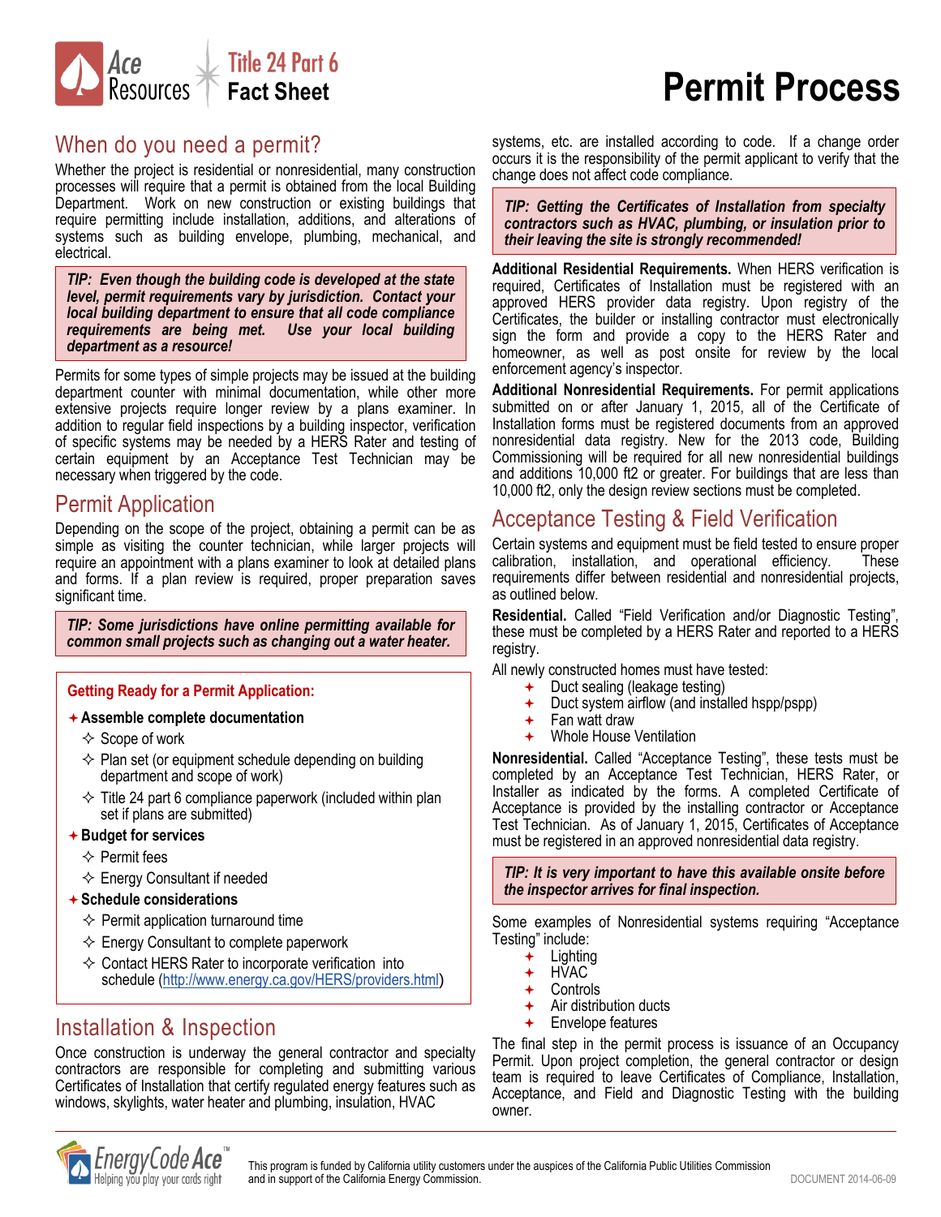# Title 24 Part 6 Fact Sheet

# Permit Process

## When do you need a permit?

Whether the project is residential or nonresidential, many construction processes will require that a permit is obtained from the local Building Department. Work on new construction or existing buildings that require permitting include installation, additions, and alterations of systems such as building envelope, plumbing, mechanical, and electrical.

> ***TIP: Even though the building code is developed at the state level, permit requirements vary by jurisdiction. Contact your local building department to ensure that all code compliance requirements are being met. Use your local building department as a resource!***

Permits for some types of simple projects may be issued at the building department counter with minimal documentation, while other more extensive projects require longer review by a plans examiner. In addition to regular field inspections by a building inspector, verification of specific systems may be needed by a HERS Rater and testing of certain equipment by an Acceptance Test Technician may be necessary when triggered by the code.

## Permit Application

Depending on the scope of the project, obtaining a permit can be as simple as visiting the counter technician, while larger projects will require an appointment with a plans examiner to look at detailed plans and forms. If a plan review is required, proper preparation saves significant time.

> ***TIP: Some jurisdictions have online permitting available for common small projects such as changing out a water heater.***

**Getting Ready for a Permit Application:**

- **Assemble complete documentation**
  - Scope of work
  - Plan set (or equipment schedule depending on building department and scope of work)
  - Title 24 part 6 compliance paperwork (included within plan set if plans are submitted)
- **Budget for services**
  - Permit fees
  - Energy Consultant if needed
- **Schedule considerations**
  - Permit application turnaround time
  - Energy Consultant to complete paperwork
  - Contact HERS Rater to incorporate verification into schedule (http://www.energy.ca.gov/HERS/providers.html)

## Installation & Inspection

Once construction is underway the general contractor and specialty contractors are responsible for completing and submitting various Certificates of Installation that certify regulated energy features such as windows, skylights, water heater and plumbing, insulation, HVAC systems, etc. are installed according to code. If a change order occurs it is the responsibility of the permit applicant to verify that the change does not affect code compliance.

> ***TIP: Getting the Certificates of Installation from specialty contractors such as HVAC, plumbing, or insulation prior to their leaving the site is strongly recommended!***

**Additional Residential Requirements.** When HERS verification is required, Certificates of Installation must be registered with an approved HERS provider data registry. Upon registry of the Certificates, the builder or installing contractor must electronically sign the form and provide a copy to the HERS Rater and homeowner, as well as post onsite for review by the local enforcement agency's inspector.

**Additional Nonresidential Requirements.** For permit applications submitted on or after January 1, 2015, all of the Certificate of Installation forms must be registered documents from an approved nonresidential data registry. New for the 2013 code, Building Commissioning will be required for all new nonresidential buildings and additions 10,000 ft2 or greater. For buildings that are less than 10,000 ft2, only the design review sections must be completed.

## Acceptance Testing & Field Verification

Certain systems and equipment must be field tested to ensure proper calibration, installation, and operational efficiency. These requirements differ between residential and nonresidential projects, as outlined below.

**Residential.** Called "Field Verification and/or Diagnostic Testing", these must be completed by a HERS Rater and reported to a HERS registry.

All newly constructed homes must have tested:

- Duct sealing (leakage testing)
- Duct system airflow (and installed hspp/pspp)
- Fan watt draw
- Whole House Ventilation

**Nonresidential.** Called "Acceptance Testing", these tests must be completed by an Acceptance Test Technician, HERS Rater, or Installer as indicated by the forms. A completed Certificate of Acceptance is provided by the installing contractor or Acceptance Test Technician. As of January 1, 2015, Certificates of Acceptance must be registered in an approved nonresidential data registry.

> ***TIP: It is very important to have this available onsite before the inspector arrives for final inspection.***

Some examples of Nonresidential systems requiring "Acceptance Testing" include:

- Lighting
- HVAC
- Controls
- Air distribution ducts
- Envelope features

The final step in the permit process is issuance of an Occupancy Permit. Upon project completion, the general contractor or design team is required to leave Certificates of Compliance, Installation, Acceptance, and Field and Diagnostic Testing with the building owner.

This program is funded by California utility customers under the auspices of the California Public Utilities Commission and in support of the California Energy Commission.

DOCUMENT 2014-06-09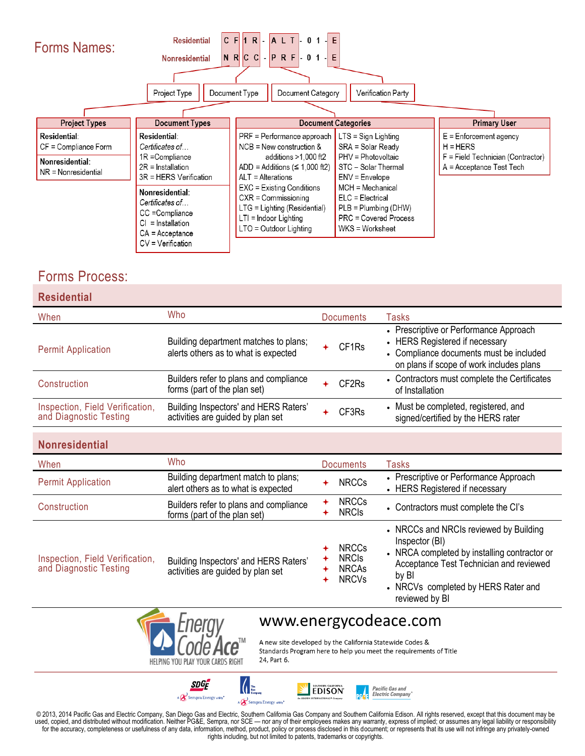## Forms Names:

Residential: C F 1 R - A L T - 0 1 - E

Nonresidential: N R C C - P R F - 0 1 - E

Project Type | Document Type | Document Category | Verification Party

| Project Types |
|---|
| **Residential**: |
| CF = Compliance Form |
| **Nonresidential**: |
| NR = Nonresidential |

| Document Types |
|---|
| **Residential**: |
| *Certificates of…* |
| 1R =Compliance |
| 2R = Installation |
| 3R = HERS Verification |
| **Nonresidential**: |
| *Certificates of…* |
| CC =Compliance |
| CI = Installation |
| CA = Acceptance |
| CV = Verification |

| Document Categories | |
|---|---|
| PRF = Performance approach | LTS = Sign Lighting |
| NCB = New construction & additions >1,000 ft2 | SRA = Solar Ready |
| ADD = Additions (≤ 1,000 ft2) | PHV = Photovoltaic |
| ALT = Alterations | STC – Solar Thermal |
| EXC = Existing Conditions | ENV = Envelope |
| CXR = Commissioning | MCH = Mechanical |
| LTG = Lighting (Residential) | ELC = Electrical |
| LTI = Indoor Lighting | PLB = Plumbing (DHW) |
| LTO = Outdoor Lighting | PRC = Covered Process |
| | WKS = Worksheet |

| Primary User |
|---|
| E = Enforcement agency |
| H = HERS |
| F = Field Technician (Contractor) |
| A = Acceptance Test Tech |

## Forms Process:

### Residential

| When | Who | Documents | Tasks |
|---|---|---|---|
| Permit Application | Building department matches to plans; alerts others as to what is expected | CF1Rs | • Prescriptive or Performance Approach<br>• HERS Registered if necessary<br>• Compliance documents must be included on plans if scope of work includes plans |
| Construction | Builders refer to plans and compliance forms (part of the plan set) | CF2Rs | • Contractors must complete the Certificates of Installation |
| Inspection, Field Verification, and Diagnostic Testing | Building Inspectors' and HERS Raters' activities are guided by plan set | CF3Rs | • Must be completed, registered, and signed/certified by the HERS rater |

### Nonresidential

| When | Who | Documents | Tasks |
|---|---|---|---|
| Permit Application | Building department match to plans; alert others as to what is expected | NRCCs | • Prescriptive or Performance Approach<br>• HERS Registered if necessary |
| Construction | Builders refer to plans and compliance forms (part of the plan set) | NRCCs<br>NRCIs | • Contractors must complete the CI's |
| Inspection, Field Verification, and Diagnostic Testing | Building Inspectors' and HERS Raters' activities are guided by plan set | NRCCs<br>NRCIs<br>NRCAs<br>NRCVs | • NRCCs and NRCIs reviewed by Building Inspector (BI)<br>• NRCA completed by installing contractor or Acceptance Test Technician and reviewed by BI<br>• NRCVs completed by HERS Rater and reviewed by BI |

Energy Code Ace™ HELPING YOU PLAY YOUR CARDS RIGHT

www.energycodeace.com

A new site developed by the California Statewide Codes & Standards Program here to help you meet the requirements of Title 24, Part 6.

© 2013, 2014 Pacific Gas and Electric Company, San Diego Gas and Electric, Southern California Gas Company and Southern California Edison. All rights reserved, except that this document may be used, copied, and distributed without modification. Neither PG&E, Sempra, nor SCE — nor any of their employees makes any warranty, express of implied; or assumes any legal liability or responsibility for the accuracy, completeness or usefulness of any data, information, method, product, policy or process disclosed in this document; or represents that its use will not infringe any privately-owned rights including, but not limited to patents, trademarks or copyrights.